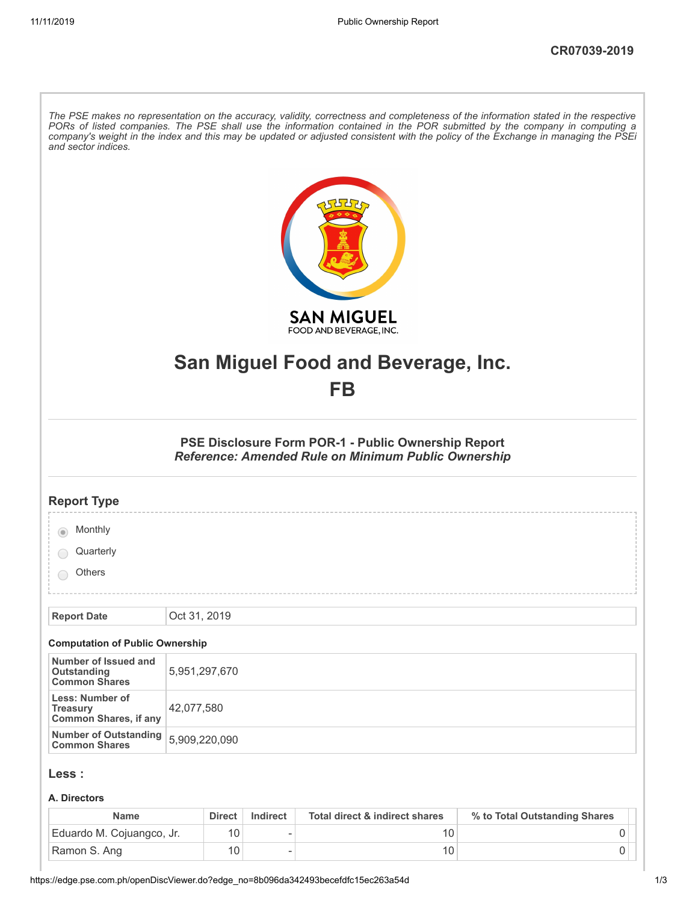CR07039-2019

*The PSE makes no representation on the accuracy, validity, correctness and completeness of the information stated in the respective PORs of listed companies. The PSE shall use the information contained in the POR submitted by the company in computing a company's weight in the index and this may be updated or adjusted consistent with the policy of the Exchange in managing the PSEi and sector indices.*

# San Miguel Food and Beverage, Inc.
# FB

## PSE Disclosure Form POR-1 - Public Ownership Report
***Reference: Amended Rule on Minimum Public Ownership***

## Report Type

- (●) Monthly
- ( ) Quarterly
- ( ) Others

| Report Date | Oct 31, 2019 |
|---|---|

### Computation of Public Ownership

| | |
|---|---|
| **Number of Issued and Outstanding Common Shares** | 5,951,297,670 |
| **Less: Number of Treasury Common Shares, if any** | 42,077,580 |
| **Number of Outstanding Common Shares** | 5,909,220,090 |

## Less :

### A. Directors

| Name | Direct | Indirect | Total direct & indirect shares | % to Total Outstanding Shares |
|---|---|---|---|---|
| Eduardo M. Cojuangco, Jr. | 10 | - | 10 | 0 |
| Ramon S. Ang | 10 | - | 10 | 0 |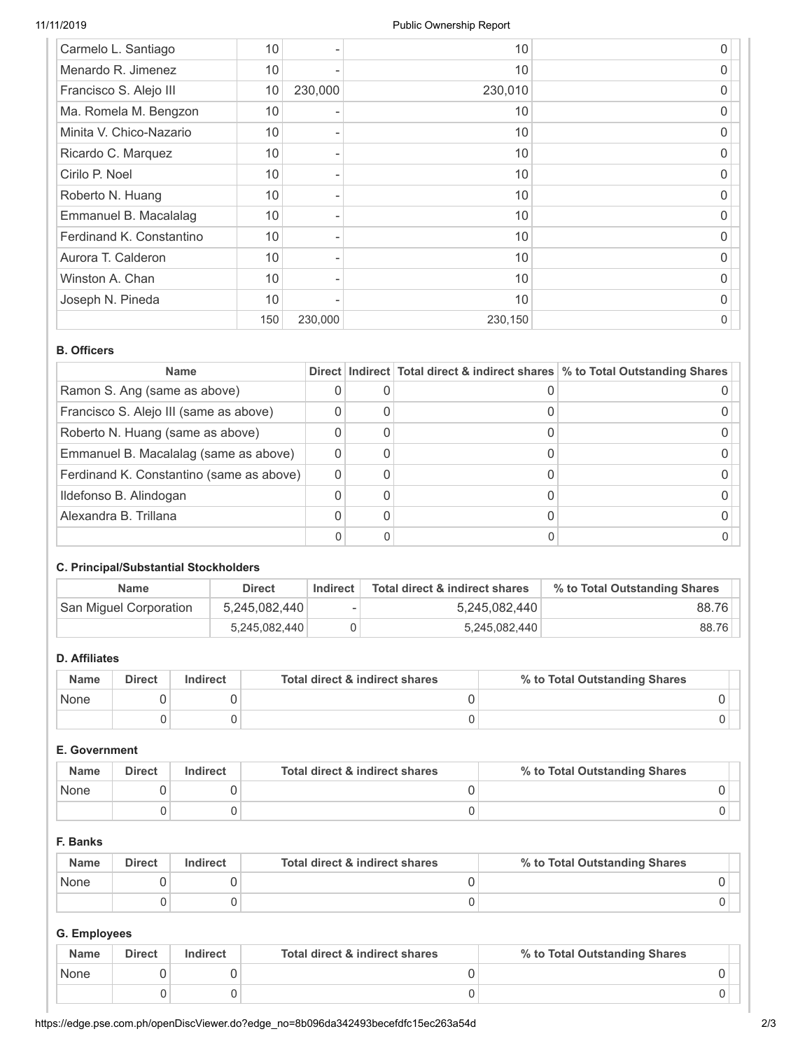| | | | | |
|---|---|---|---|---|
| Carmelo L. Santiago | 10 | - | 10 | 0 |
| Menardo R. Jimenez | 10 | - | 10 | 0 |
| Francisco S. Alejo III | 10 | 230,000 | 230,010 | 0 |
| Ma. Romela M. Bengzon | 10 | - | 10 | 0 |
| Minita V. Chico-Nazario | 10 | - | 10 | 0 |
| Ricardo C. Marquez | 10 | - | 10 | 0 |
| Cirilo P. Noel | 10 | - | 10 | 0 |
| Roberto N. Huang | 10 | - | 10 | 0 |
| Emmanuel B. Macalalag | 10 | - | 10 | 0 |
| Ferdinand K. Constantino | 10 | - | 10 | 0 |
| Aurora T. Calderon | 10 | - | 10 | 0 |
| Winston A. Chan | 10 | - | 10 | 0 |
| Joseph N. Pineda | 10 | - | 10 | 0 |
| | 150 | 230,000 | 230,150 | 0 |

**B. Officers**

| Name | Direct | Indirect | Total direct & indirect shares | % to Total Outstanding Shares |
|---|---|---|---|---|
| Ramon S. Ang (same as above) | 0 | 0 | 0 | 0 |
| Francisco S. Alejo III (same as above) | 0 | 0 | 0 | 0 |
| Roberto N. Huang (same as above) | 0 | 0 | 0 | 0 |
| Emmanuel B. Macalalag (same as above) | 0 | 0 | 0 | 0 |
| Ferdinand K. Constantino (same as above) | 0 | 0 | 0 | 0 |
| Ildefonso B. Alindogan | 0 | 0 | 0 | 0 |
| Alexandra B. Trillana | 0 | 0 | 0 | 0 |
| | 0 | 0 | 0 | 0 |

**C. Principal/Substantial Stockholders**

| Name | Direct | Indirect | Total direct & indirect shares | % to Total Outstanding Shares |
|---|---|---|---|---|
| San Miguel Corporation | 5,245,082,440 | - | 5,245,082,440 | 88.76 |
| | 5,245,082,440 | 0 | 5,245,082,440 | 88.76 |

**D. Affiliates**

| Name | Direct | Indirect | Total direct & indirect shares | % to Total Outstanding Shares |
|---|---|---|---|---|
| None | 0 | 0 | 0 | 0 |
| | 0 | 0 | 0 | 0 |

**E. Government**

| Name | Direct | Indirect | Total direct & indirect shares | % to Total Outstanding Shares |
|---|---|---|---|---|
| None | 0 | 0 | 0 | 0 |
| | 0 | 0 | 0 | 0 |

**F. Banks**

| Name | Direct | Indirect | Total direct & indirect shares | % to Total Outstanding Shares |
|---|---|---|---|---|
| None | 0 | 0 | 0 | 0 |
| | 0 | 0 | 0 | 0 |

**G. Employees**

| Name | Direct | Indirect | Total direct & indirect shares | % to Total Outstanding Shares |
|---|---|---|---|---|
| None | 0 | 0 | 0 | 0 |
| | 0 | 0 | 0 | 0 |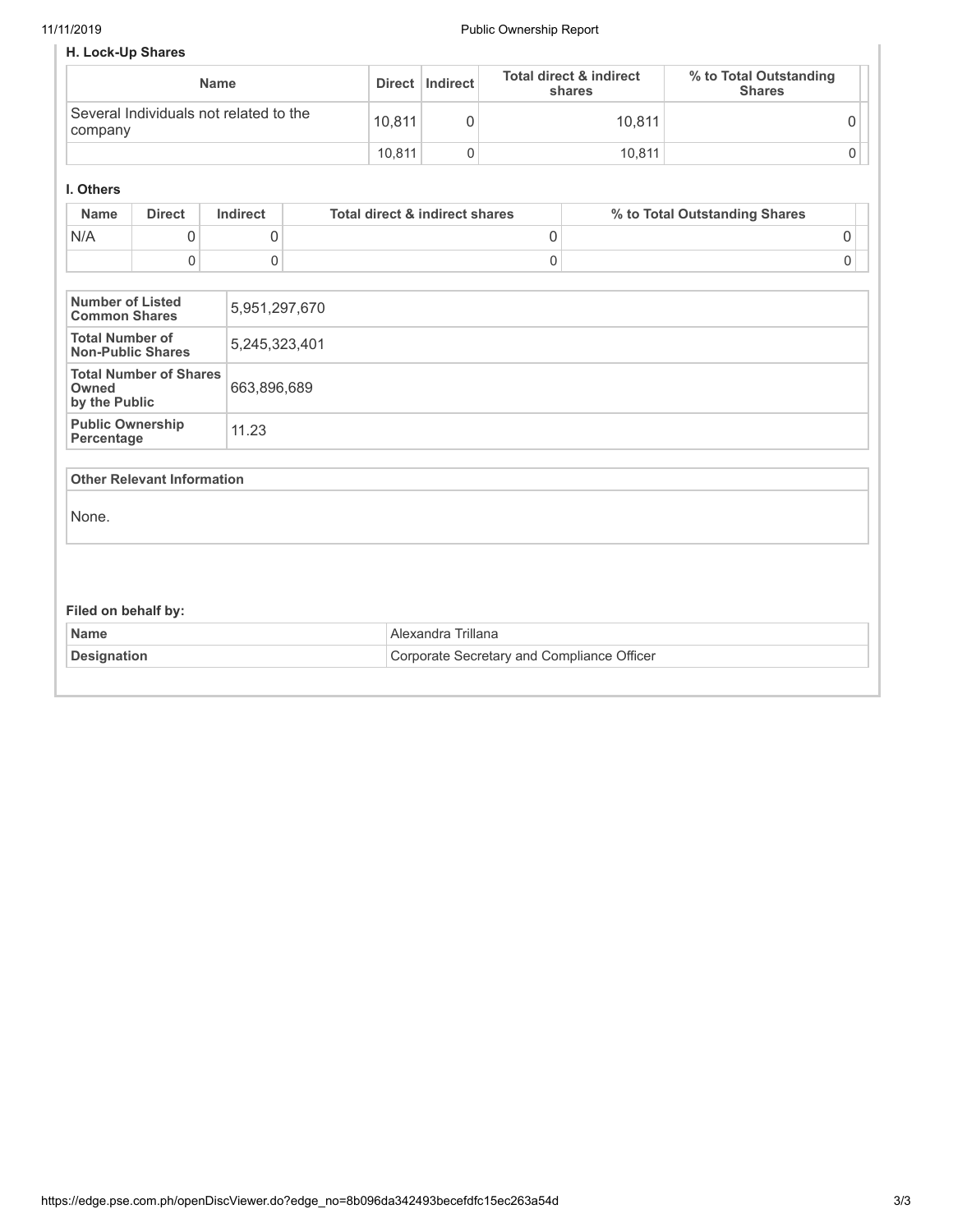### H. Lock-Up Shares

| Name | Direct | Indirect | Total direct & indirect shares | % to Total Outstanding Shares |
|---|---|---|---|---|
| Several Individuals not related to the company | 10,811 | 0 | 10,811 | 0 |
| | 10,811 | 0 | 10,811 | 0 |

### I. Others

| Name | Direct | Indirect | Total direct & indirect shares | % to Total Outstanding Shares |
|---|---|---|---|---|
| N/A | 0 | 0 | 0 | 0 |
| | 0 | 0 | 0 | 0 |

| | |
|---|---|
| **Number of Listed Common Shares** | 5,951,297,670 |
| **Total Number of Non-Public Shares** | 5,245,323,401 |
| **Total Number of Shares Owned by the Public** | 663,896,689 |
| **Public Ownership Percentage** | 11.23 |

| **Other Relevant Information** |
|---|
| None. |

**Filed on behalf by:**

| | |
|---|---|
| **Name** | Alexandra Trillana |
| **Designation** | Corporate Secretary and Compliance Officer |